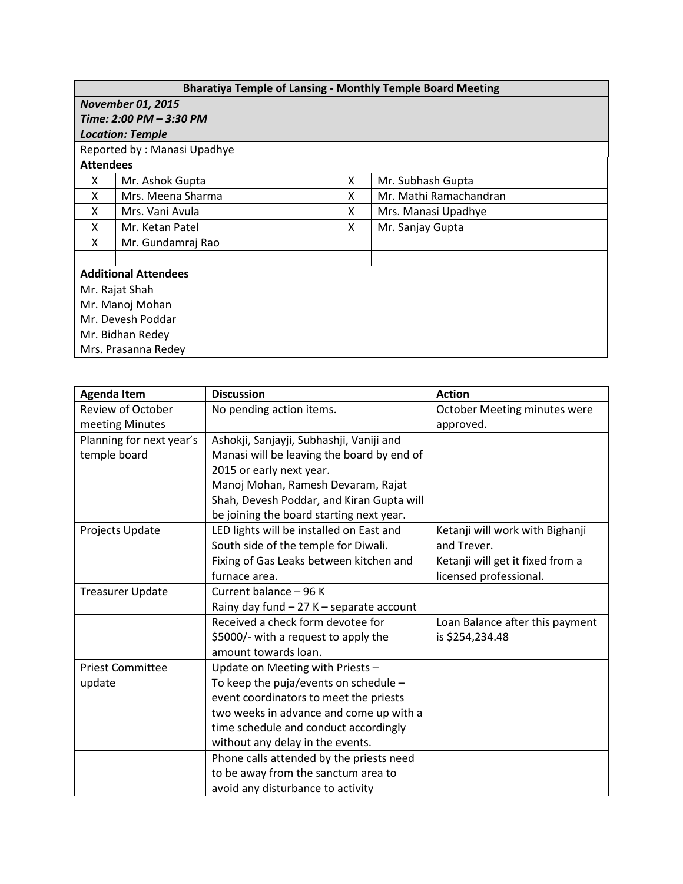| **Bharatiya Temple of Lansing - Monthly Temple Board Meeting** | | | |
|---|---|---|---|
| ***November 01, 2015*** | | | |
| ***Time: 2:00 PM – 3:30 PM*** | | | |
| ***Location: Temple*** | | | |
| Reported by : Manasi Upadhye | | | |
| **Attendees** | | | |
| X | Mr. Ashok Gupta | X | Mr. Subhash Gupta |
| X | Mrs. Meena Sharma | X | Mr. Mathi Ramachandran |
| X | Mrs. Vani Avula | X | Mrs. Manasi Upadhye |
| X | Mr. Ketan Patel | X | Mr. Sanjay Gupta |
| X | Mr. Gundamraj Rao | | |
| | | | |
| **Additional Attendees** | | | |
| Mr. Rajat Shah | | | |
| Mr. Manoj Mohan | | | |
| Mr. Devesh Poddar | | | |
| Mr. Bidhan Redey | | | |
| Mrs. Prasanna Redey | | | |

| Agenda Item | Discussion | Action |
|---|---|---|
| Review of October meeting Minutes | No pending action items. | October Meeting minutes were approved. |
| Planning for next year's temple board | Ashokji, Sanjayji, Subhashji, Vaniji and Manasi will be leaving the board by end of 2015 or early next year.<br>Manoj Mohan, Ramesh Devaram, Rajat Shah, Devesh Poddar, and Kiran Gupta will be joining the board starting next year. | |
| Projects Update | LED lights will be installed on East and South side of the temple for Diwali. | Ketanji will work with Bighanji and Trever. |
| | Fixing of Gas Leaks between kitchen and furnace area. | Ketanji will get it fixed from a licensed professional. |
| Treasurer Update | Current balance – 96 K<br>Rainy day fund – 27 K – separate account | |
| | Received a check form devotee for $5000/- with a request to apply the amount towards loan. | Loan Balance after this payment is $254,234.48 |
| Priest Committee update | Update on Meeting with Priests –<br>To keep the puja/events on schedule – event coordinators to meet the priests two weeks in advance and come up with a time schedule and conduct accordingly without any delay in the events. | |
| | Phone calls attended by the priests need to be away from the sanctum area to avoid any disturbance to activity | |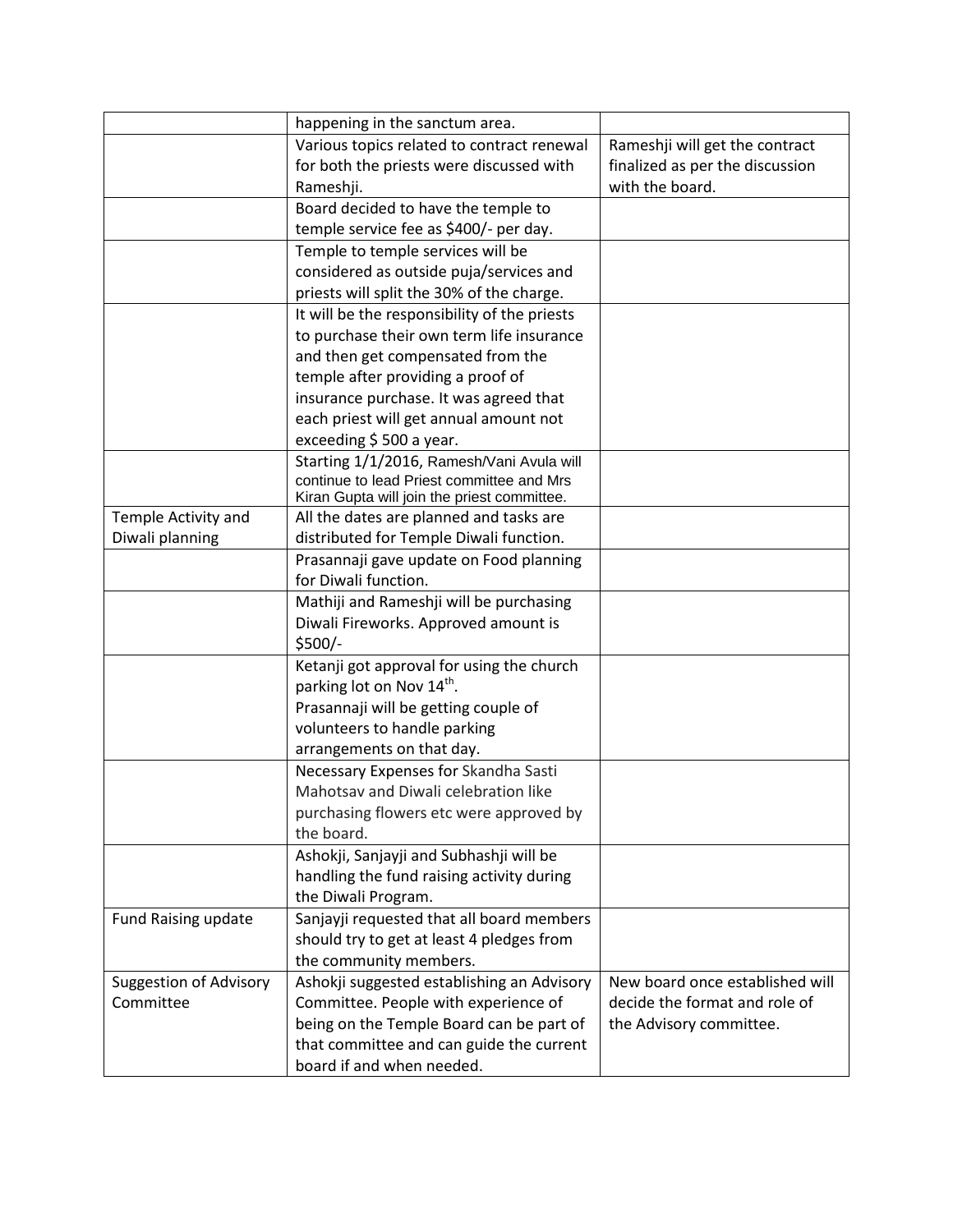| | | |
|---|---|---|
| | happening in the sanctum area. | |
| | Various topics related to contract renewal for both the priests were discussed with Rameshji. | Rameshji will get the contract finalized as per the discussion with the board. |
| | Board decided to have the temple to temple service fee as $400/- per day. | |
| | Temple to temple services will be considered as outside puja/services and priests will split the 30% of the charge. | |
| | It will be the responsibility of the priests to purchase their own term life insurance and then get compensated from the temple after providing a proof of insurance purchase. It was agreed that each priest will get annual amount not exceeding $ 500 a year. | |
| | Starting 1/1/2016, Ramesh/Vani Avula will continue to lead Priest committee and Mrs Kiran Gupta will join the priest committee. | |
| Temple Activity and Diwali planning | All the dates are planned and tasks are distributed for Temple Diwali function. | |
| | Prasannaji gave update on Food planning for Diwali function. | |
| | Mathiji and Rameshji will be purchasing Diwali Fireworks. Approved amount is $500/- | |
| | Ketanji got approval for using the church parking lot on Nov 14th.<br>Prasannaji will be getting couple of volunteers to handle parking arrangements on that day. | |
| | Necessary Expenses for Skandha Sasti Mahotsav and Diwali celebration like purchasing flowers etc were approved by the board. | |
| | Ashokji, Sanjayji and Subhashji will be handling the fund raising activity during the Diwali Program. | |
| Fund Raising update | Sanjayji requested that all board members should try to get at least 4 pledges from the community members. | |
| Suggestion of Advisory Committee | Ashokji suggested establishing an Advisory Committee. People with experience of being on the Temple Board can be part of that committee and can guide the current board if and when needed. | New board once established will decide the format and role of the Advisory committee. |